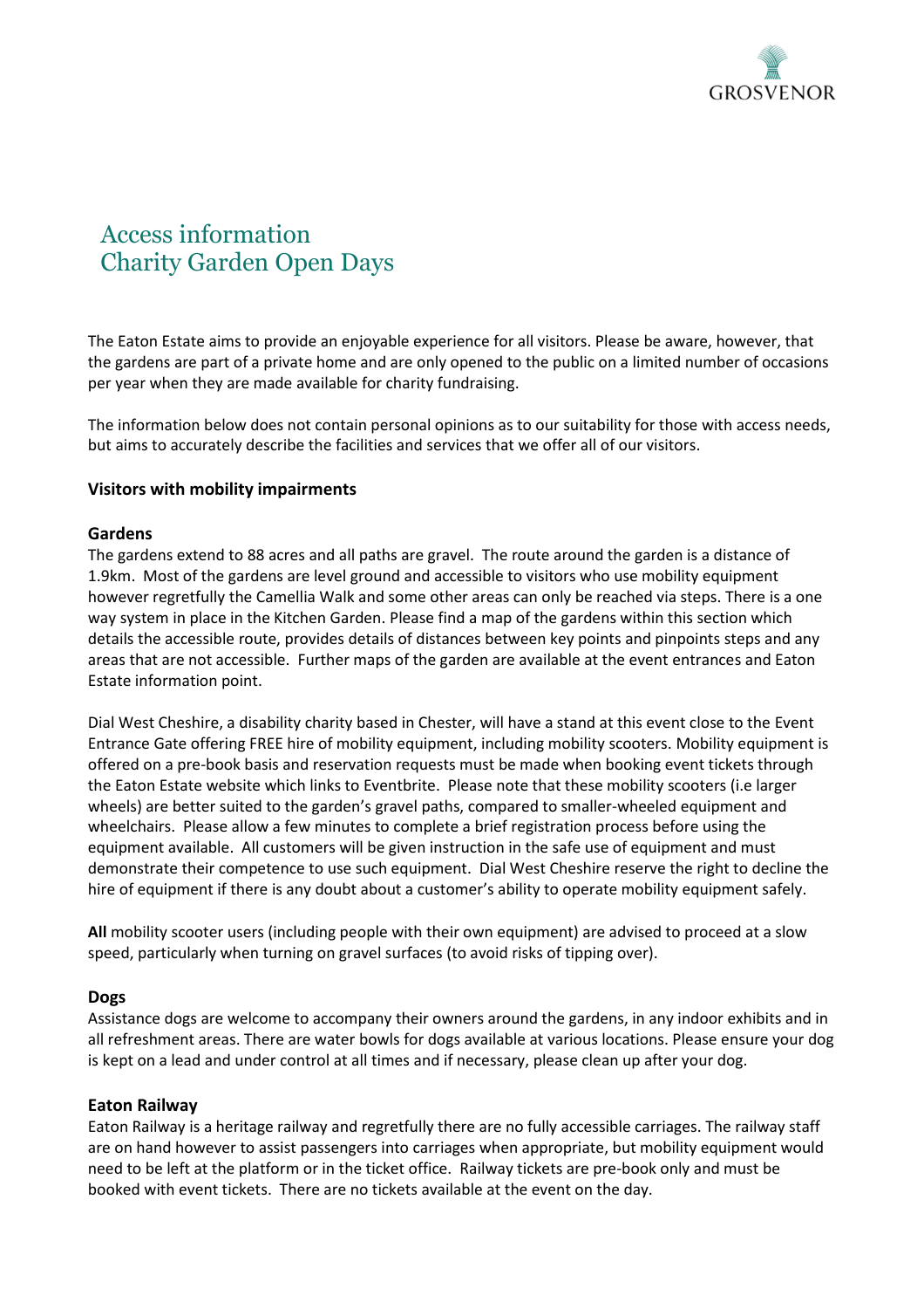# Access information
# Charity Garden Open Days

The Eaton Estate aims to provide an enjoyable experience for all visitors. Please be aware, however, that the gardens are part of a private home and are only opened to the public on a limited number of occasions per year when they are made available for charity fundraising.

The information below does not contain personal opinions as to our suitability for those with access needs, but aims to accurately describe the facilities and services that we offer all of our visitors.

## Visitors with mobility impairments

### Gardens

The gardens extend to 88 acres and all paths are gravel. The route around the garden is a distance of 1.9km. Most of the gardens are level ground and accessible to visitors who use mobility equipment however regretfully the Camellia Walk and some other areas can only be reached via steps. There is a one way system in place in the Kitchen Garden. Please find a map of the gardens within this section which details the accessible route, provides details of distances between key points and pinpoints steps and any areas that are not accessible. Further maps of the garden are available at the event entrances and Eaton Estate information point.

Dial West Cheshire, a disability charity based in Chester, will have a stand at this event close to the Event Entrance Gate offering FREE hire of mobility equipment, including mobility scooters. Mobility equipment is offered on a pre-book basis and reservation requests must be made when booking event tickets through the Eaton Estate website which links to Eventbrite. Please note that these mobility scooters (i.e larger wheels) are better suited to the garden's gravel paths, compared to smaller-wheeled equipment and wheelchairs. Please allow a few minutes to complete a brief registration process before using the equipment available. All customers will be given instruction in the safe use of equipment and must demonstrate their competence to use such equipment. Dial West Cheshire reserve the right to decline the hire of equipment if there is any doubt about a customer's ability to operate mobility equipment safely.

**All** mobility scooter users (including people with their own equipment) are advised to proceed at a slow speed, particularly when turning on gravel surfaces (to avoid risks of tipping over).

### Dogs

Assistance dogs are welcome to accompany their owners around the gardens, in any indoor exhibits and in all refreshment areas. There are water bowls for dogs available at various locations. Please ensure your dog is kept on a lead and under control at all times and if necessary, please clean up after your dog.

### Eaton Railway

Eaton Railway is a heritage railway and regretfully there are no fully accessible carriages. The railway staff are on hand however to assist passengers into carriages when appropriate, but mobility equipment would need to be left at the platform or in the ticket office. Railway tickets are pre-book only and must be booked with event tickets. There are no tickets available at the event on the day.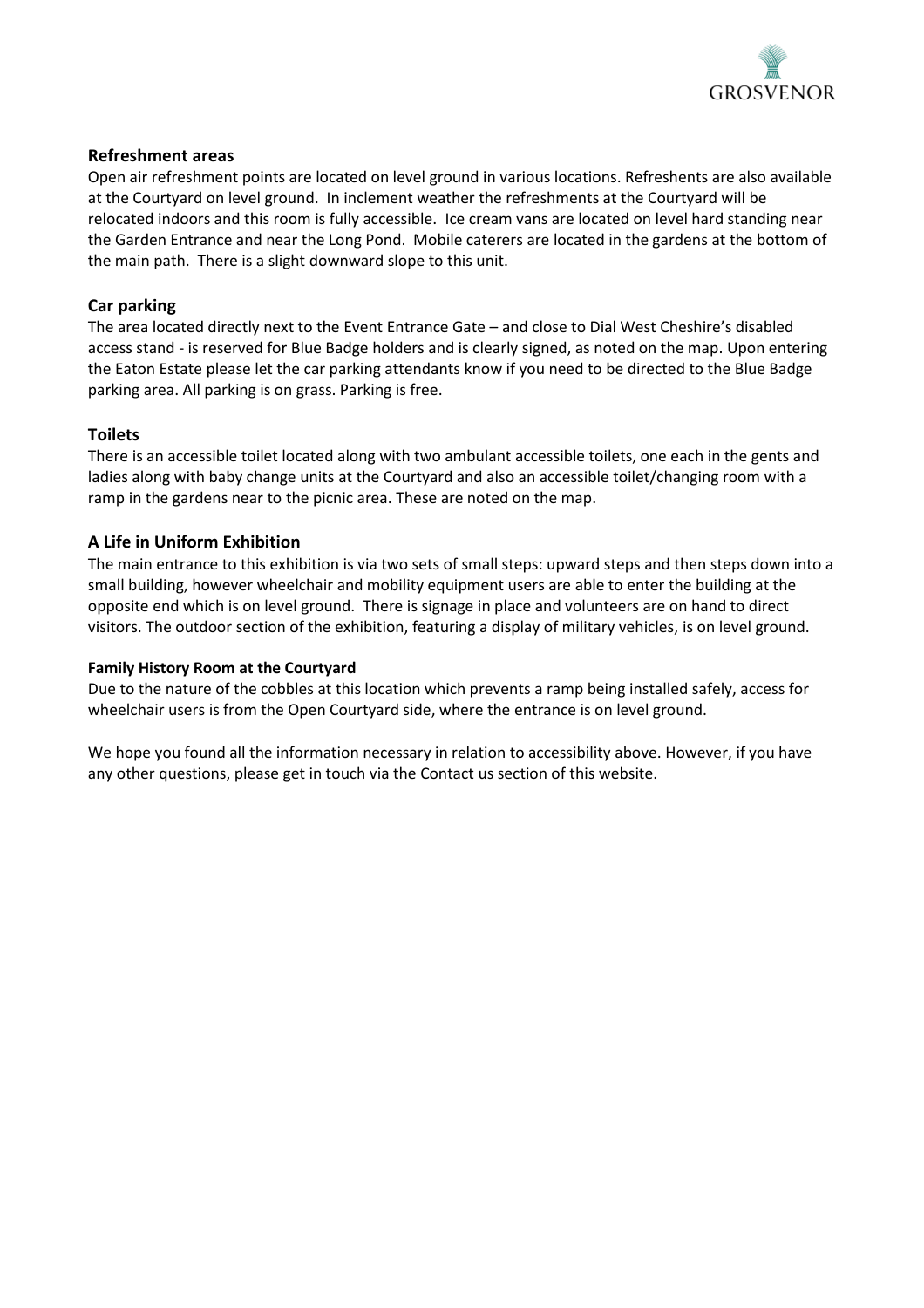## Refreshment areas

Open air refreshment points are located on level ground in various locations. Refreshents are also available at the Courtyard on level ground. In inclement weather the refreshments at the Courtyard will be relocated indoors and this room is fully accessible. Ice cream vans are located on level hard standing near the Garden Entrance and near the Long Pond. Mobile caterers are located in the gardens at the bottom of the main path. There is a slight downward slope to this unit.

## Car parking

The area located directly next to the Event Entrance Gate – and close to Dial West Cheshire's disabled access stand - is reserved for Blue Badge holders and is clearly signed, as noted on the map. Upon entering the Eaton Estate please let the car parking attendants know if you need to be directed to the Blue Badge parking area. All parking is on grass. Parking is free.

## Toilets

There is an accessible toilet located along with two ambulant accessible toilets, one each in the gents and ladies along with baby change units at the Courtyard and also an accessible toilet/changing room with a ramp in the gardens near to the picnic area. These are noted on the map.

## A Life in Uniform Exhibition

The main entrance to this exhibition is via two sets of small steps: upward steps and then steps down into a small building, however wheelchair and mobility equipment users are able to enter the building at the opposite end which is on level ground. There is signage in place and volunteers are on hand to direct visitors. The outdoor section of the exhibition, featuring a display of military vehicles, is on level ground.

### Family History Room at the Courtyard

Due to the nature of the cobbles at this location which prevents a ramp being installed safely, access for wheelchair users is from the Open Courtyard side, where the entrance is on level ground.

We hope you found all the information necessary in relation to accessibility above. However, if you have any other questions, please get in touch via the Contact us section of this website.